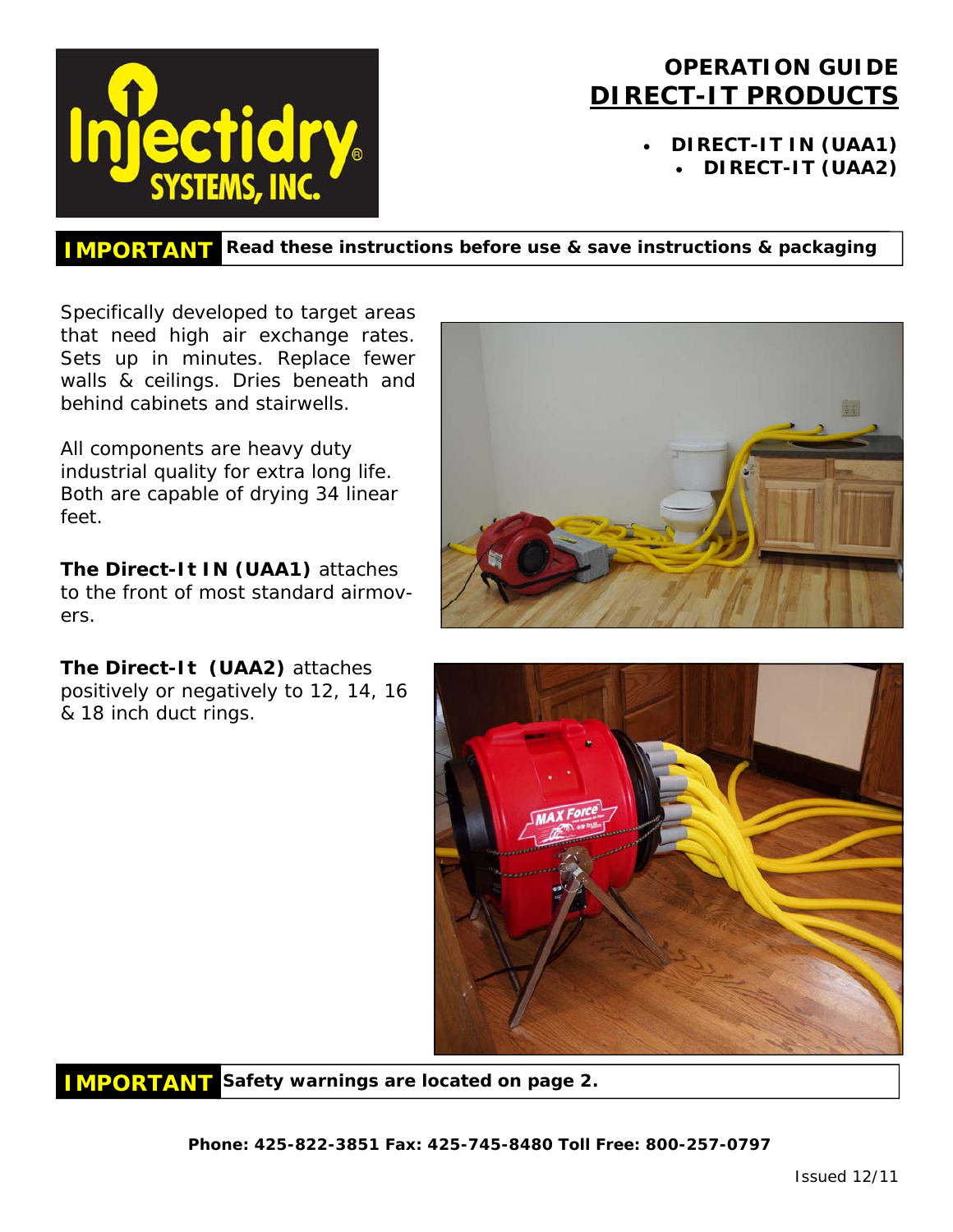Injectidry® SYSTEMS, INC.

# OPERATION GUIDE

# DIRECT-IT PRODUCTS

- **DIRECT-IT IN (UAA1)**
- **DIRECT-IT (UAA2)**

**IMPORTANT** **Read these instructions before use & save instructions & packaging**

Specifically developed to target areas that need high air exchange rates. Sets up in minutes. Replace fewer walls & ceilings. Dries beneath and behind cabinets and stairwells.

All components are heavy duty industrial quality for extra long life. Both are capable of drying 34 linear feet.

**The Direct-It IN (UAA1)** attaches to the front of most standard airmovers.

**The Direct-It (UAA2)** attaches positively or negatively to 12, 14, 16 & 18 inch duct rings.

**IMPORTANT** **Safety warnings are located on page 2.**

**Phone: 425-822-3851 Fax: 425-745-8480 Toll Free: 800-257-0797**

Issued 12/11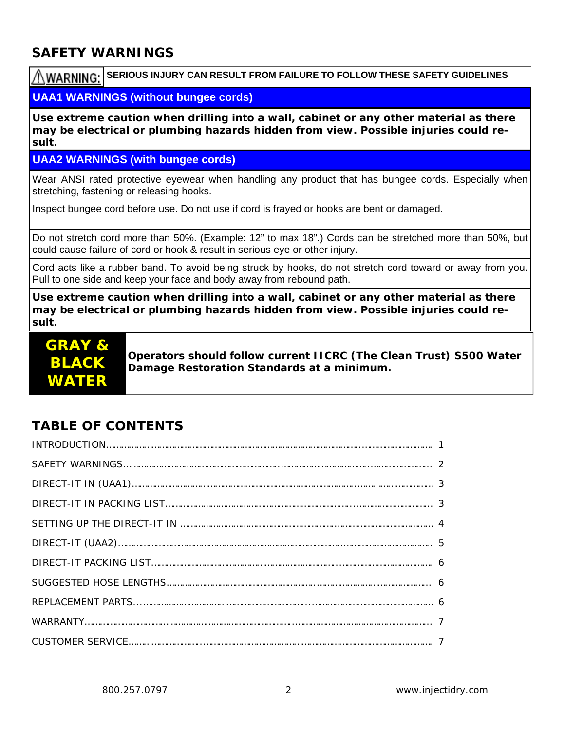## SAFETY WARNINGS

**⚠WARNING: SERIOUS INJURY CAN RESULT FROM FAILURE TO FOLLOW THESE SAFETY GUIDELINES**

### UAA1 WARNINGS (without bungee cords)

**Use extreme caution when drilling into a wall, cabinet or any other material as there may be electrical or plumbing hazards hidden from view. Possible injuries could result.**

### UAA2 WARNINGS (with bungee cords)

Wear ANSI rated protective eyewear when handling any product that has bungee cords. Especially when stretching, fastening or releasing hooks.

Inspect bungee cord before use. Do not use if cord is frayed or hooks are bent or damaged.

Do not stretch cord more than 50%. (Example: 12" to max 18".) Cords can be stretched more than 50%, but could cause failure of cord or hook & result in serious eye or other injury.

Cord acts like a rubber band. To avoid being struck by hooks, do not stretch cord toward or away from you. Pull to one side and keep your face and body away from rebound path.

**Use extreme caution when drilling into a wall, cabinet or any other material as there may be electrical or plumbing hazards hidden from view. Possible injuries could result.**

| GRAY & BLACK WATER | **Operators should follow current IICRC (The Clean Trust) S500 Water Damage Restoration Standards at a minimum.** |
|---|---|

## TABLE OF CONTENTS

| | |
|---|---|
| INTRODUCTION | 1 |
| SAFETY WARNINGS | 2 |
| DIRECT-IT IN (UAA1) | 3 |
| DIRECT-IT IN PACKING LIST | 3 |
| SETTING UP THE DIRECT-IT IN | 4 |
| DIRECT-IT (UAA2) | 5 |
| DIRECT-IT PACKING LIST | 6 |
| SUGGESTED HOSE LENGTHS | 6 |
| REPLACEMENT PARTS | 6 |
| WARRANTY | 7 |
| CUSTOMER SERVICE | 7 |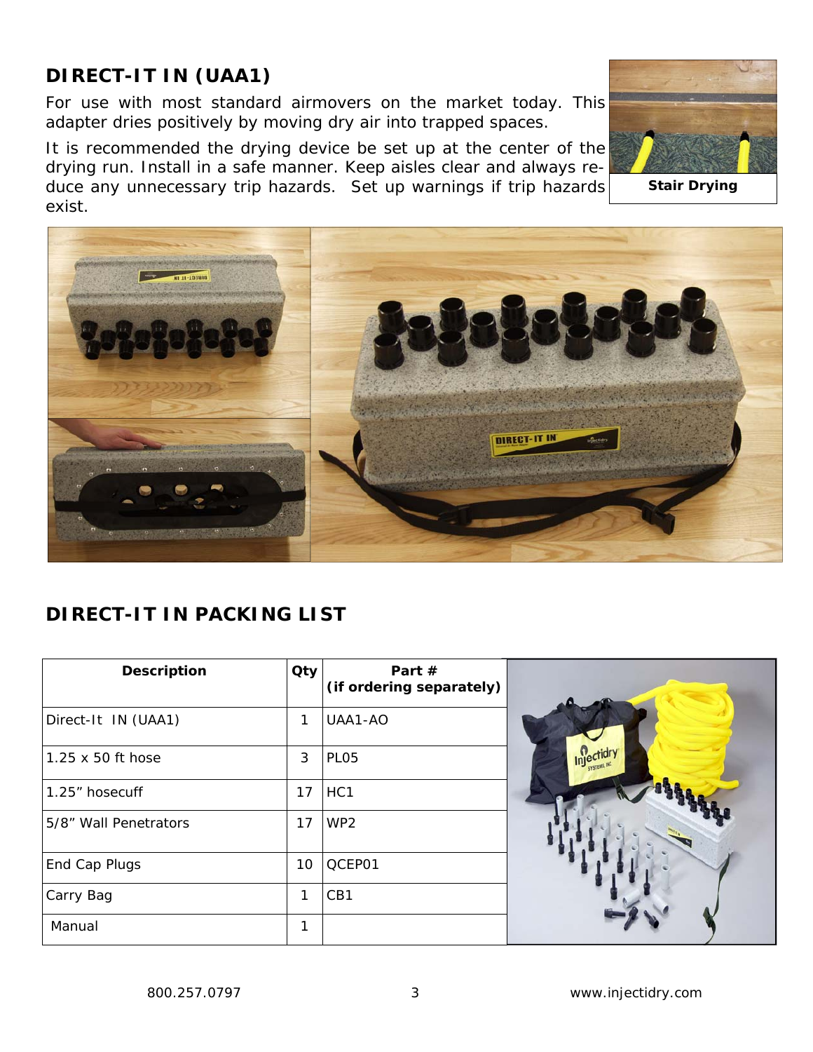## DIRECT-IT IN (UAA1)

For use with most standard airmovers on the market today. This adapter dries positively by moving dry air into trapped spaces.

It is recommended the drying device be set up at the center of the drying run. Install in a safe manner. Keep aisles clear and always reduce any unnecessary trip hazards. Set up warnings if trip hazards exist.

**Stair Drying**

## DIRECT-IT IN PACKING LIST

| Description | Qty | Part # (if ordering separately) |
|---|---|---|
| Direct-It IN (UAA1) | 1 | UAA1-AO |
| 1.25 x 50 ft hose | 3 | PL05 |
| 1.25" hosecuff | 17 | HC1 |
| 5/8" Wall Penetrators | 17 | WP2 |
| End Cap Plugs | 10 | QCEP01 |
| Carry Bag | 1 | CB1 |
| Manual | 1 | |

800.257.0797 www.injectidry.com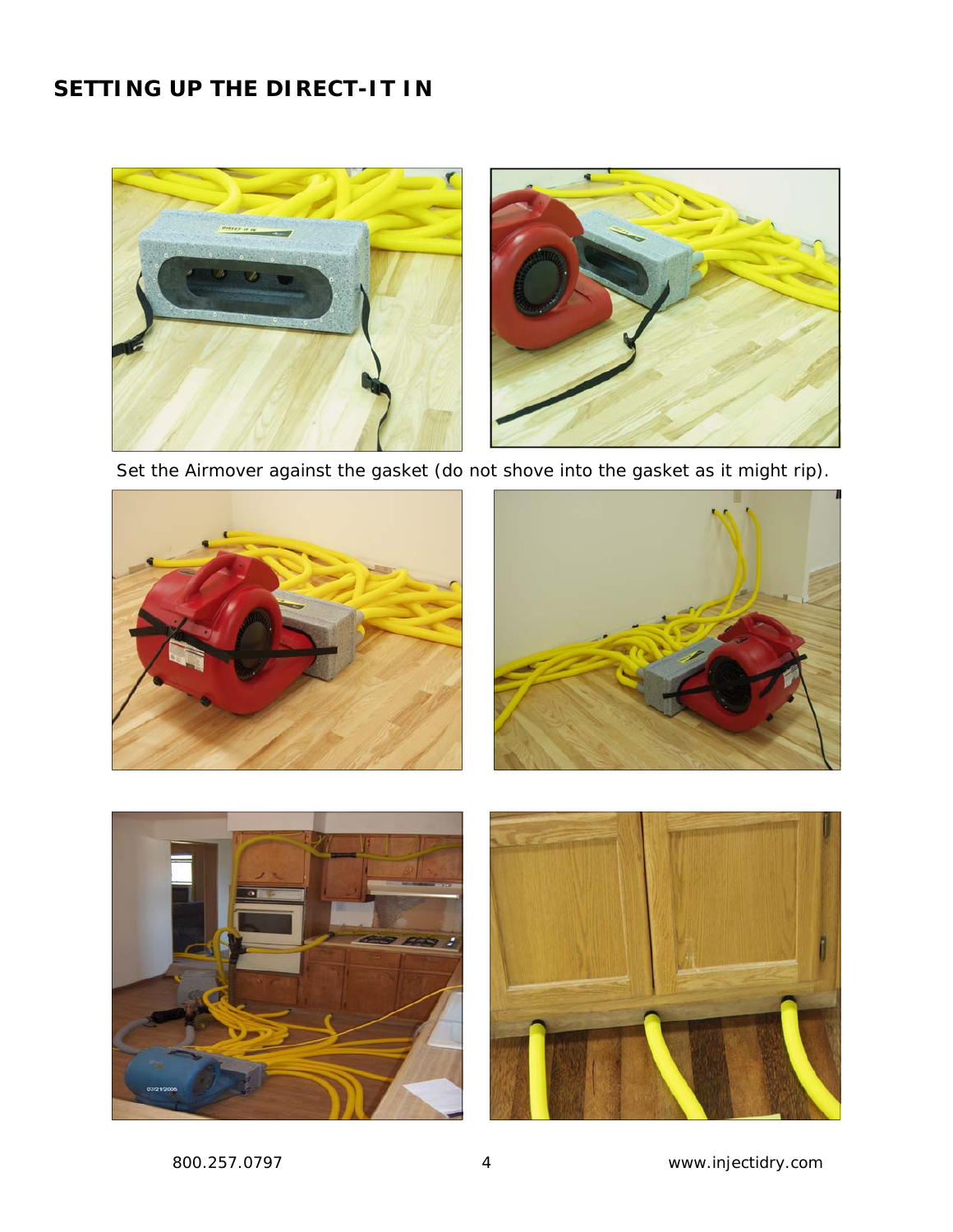## SETTING UP THE DIRECT-IT IN

Set the Airmover against the gasket (do not shove into the gasket as it might rip).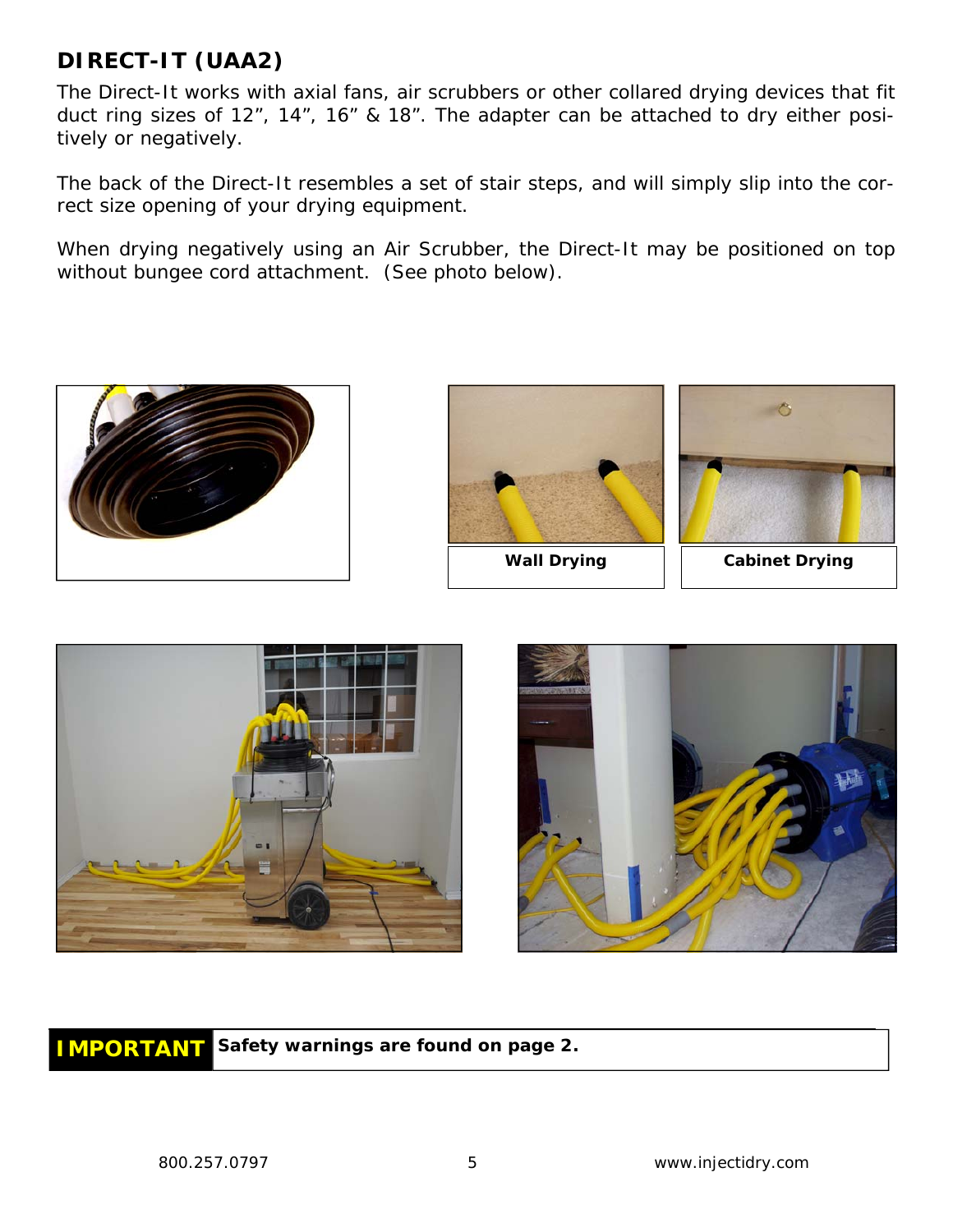## DIRECT-IT (UAA2)

The Direct-It works with axial fans, air scrubbers or other collared drying devices that fit duct ring sizes of 12", 14", 16" & 18". The adapter can be attached to dry either positively or negatively.

The back of the Direct-It resembles a set of stair steps, and will simply slip into the correct size opening of your drying equipment.

When drying negatively using an Air Scrubber, the Direct-It may be positioned on top without bungee cord attachment. (See photo below).

**Wall Drying**

**Cabinet Drying**

| **IMPORTANT** | **Safety warnings are found on page 2.** |
|---|---|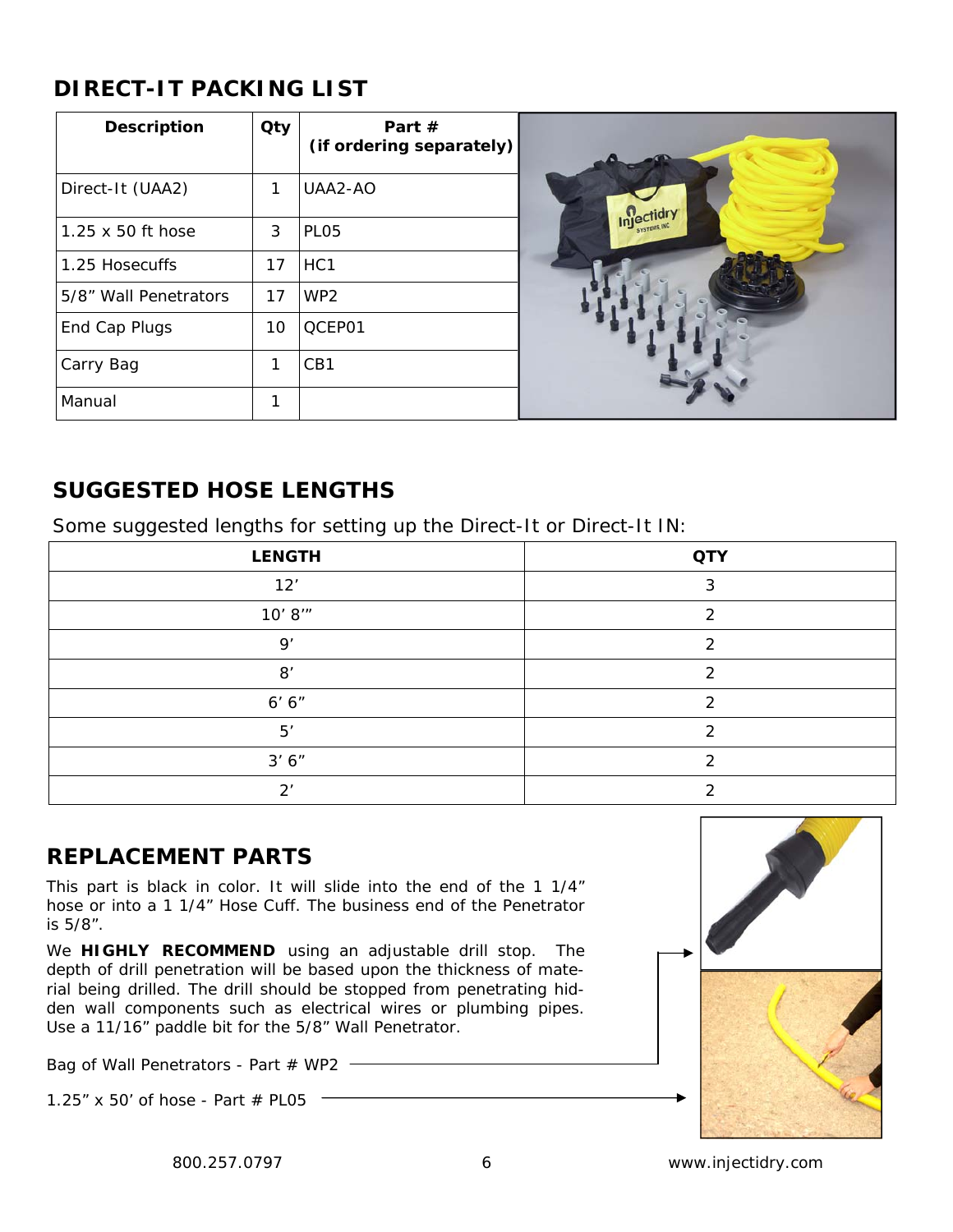## DIRECT-IT PACKING LIST

| Description | Qty | Part # (if ordering separately) |
|---|---|---|
| Direct-It (UAA2) | 1 | UAA2-AO |
| 1.25 x 50 ft hose | 3 | PL05 |
| 1.25 Hosecuffs | 17 | HC1 |
| 5/8” Wall Penetrators | 17 | WP2 |
| End Cap Plugs | 10 | QCEP01 |
| Carry Bag | 1 | CB1 |
| Manual | 1 | |

## SUGGESTED HOSE LENGTHS

Some suggested lengths for setting up the Direct-It or Direct-It IN:

| LENGTH | QTY |
|---|---|
| 12’ | 3 |
| 10’ 8’” | 2 |
| 9’ | 2 |
| 8’ | 2 |
| 6’ 6” | 2 |
| 5’ | 2 |
| 3’ 6” | 2 |
| 2’ | 2 |

## REPLACEMENT PARTS

This part is black in color. It will slide into the end of the 1 1/4” hose or into a 1 1/4” Hose Cuff. The business end of the Penetrator is 5/8”.

We **HIGHLY RECOMMEND** using an adjustable drill stop. The depth of drill penetration will be based upon the thickness of material being drilled. The drill should be stopped from penetrating hidden wall components such as electrical wires or plumbing pipes. Use a 11/16” paddle bit for the 5/8” Wall Penetrator.

Bag of Wall Penetrators - Part # WP2

1.25” x 50’ of hose - Part # PL05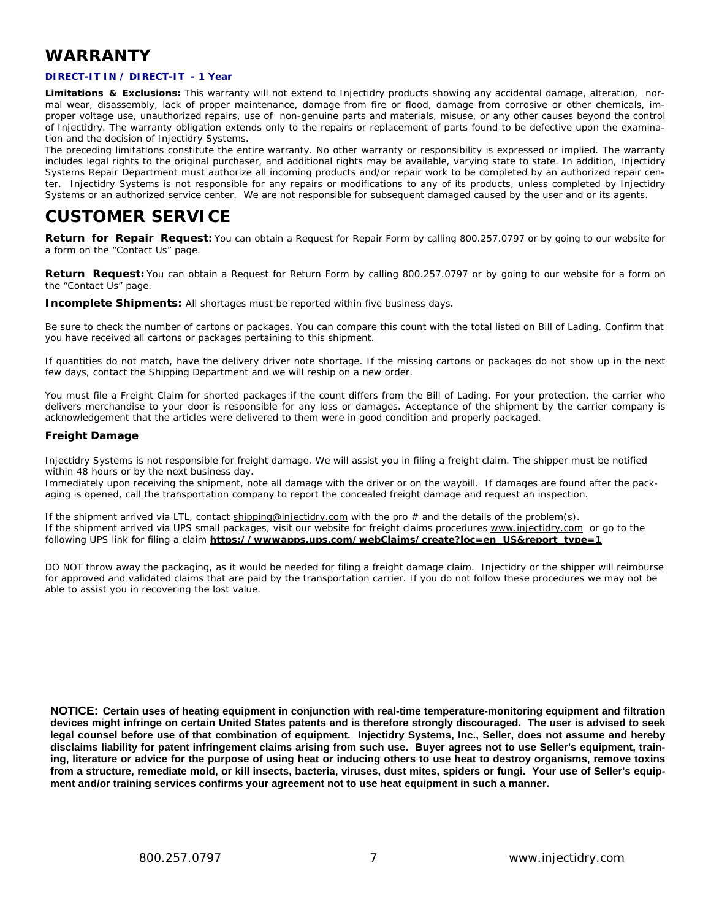# WARRANTY

**DIRECT-IT IN / DIRECT-IT - 1 Year**

**Limitations & Exclusions:** This warranty will not extend to Injectidry products showing any accidental damage, alteration, normal wear, disassembly, lack of proper maintenance, damage from fire or flood, damage from corrosive or other chemicals, improper voltage use, unauthorized repairs, use of non-genuine parts and materials, misuse, or any other causes beyond the control of Injectidry. The warranty obligation extends only to the repairs or replacement of parts found to be defective upon the examination and the decision of Injectidry Systems.

The preceding limitations constitute the entire warranty. No other warranty or responsibility is expressed or implied. The warranty includes legal rights to the original purchaser, and additional rights may be available, varying state to state. In addition, Injectidry Systems Repair Department must authorize all incoming products and/or repair work to be completed by an authorized repair center. Injectidry Systems is not responsible for any repairs or modifications to any of its products, unless completed by Injectidry Systems or an authorized service center. We are not responsible for subsequent damaged caused by the user and or its agents.

# CUSTOMER SERVICE

**Return for Repair Request:** You can obtain a Request for Repair Form by calling 800.257.0797 or by going to our website for a form on the "Contact Us" page.

**Return Request:** You can obtain a Request for Return Form by calling 800.257.0797 or by going to our website for a form on the "Contact Us" page.

**Incomplete Shipments:** All shortages must be reported within five business days.

Be sure to check the number of cartons or packages. You can compare this count with the total listed on Bill of Lading. Confirm that you have received all cartons or packages pertaining to this shipment.

If quantities do not match, have the delivery driver note shortage. If the missing cartons or packages do not show up in the next few days, contact the Shipping Department and we will reship on a new order.

You must file a Freight Claim for shorted packages if the count differs from the Bill of Lading. For your protection, the carrier who delivers merchandise to your door is responsible for any loss or damages. Acceptance of the shipment by the carrier company is acknowledgement that the articles were delivered to them were in good condition and properly packaged.

### Freight Damage

Injectidry Systems is not responsible for freight damage. We will assist you in filing a freight claim. The shipper must be notified within 48 hours or by the next business day.

Immediately upon receiving the shipment, note all damage with the driver or on the waybill. If damages are found after the packaging is opened, call the transportation company to report the concealed freight damage and request an inspection.

If the shipment arrived via LTL, contact shipping@injectidry.com with the pro # and the details of the problem(s).
If the shipment arrived via UPS small packages, visit our website for freight claims procedures www.injectidry.com or go to the following UPS link for filing a claim **https://wwwapps.ups.com/webClaims/create?loc=en_US&report_type=1**

DO NOT throw away the packaging, as it would be needed for filing a freight damage claim. Injectidry or the shipper will reimburse for approved and validated claims that are paid by the transportation carrier. If you do not follow these procedures we may not be able to assist you in recovering the lost value.

**NOTICE: Certain uses of heating equipment in conjunction with real-time temperature-monitoring equipment and filtration devices might infringe on certain United States patents and is therefore strongly discouraged. The user is advised to seek legal counsel before use of that combination of equipment. Injectidry Systems, Inc., Seller, does not assume and hereby disclaims liability for patent infringement claims arising from such use. Buyer agrees not to use Seller's equipment, training, literature or advice for the purpose of using heat or inducing others to use heat to destroy organisms, remove toxins from a structure, remediate mold, or kill insects, bacteria, viruses, dust mites, spiders or fungi. Your use of Seller's equipment and/or training services confirms your agreement not to use heat equipment in such a manner.**